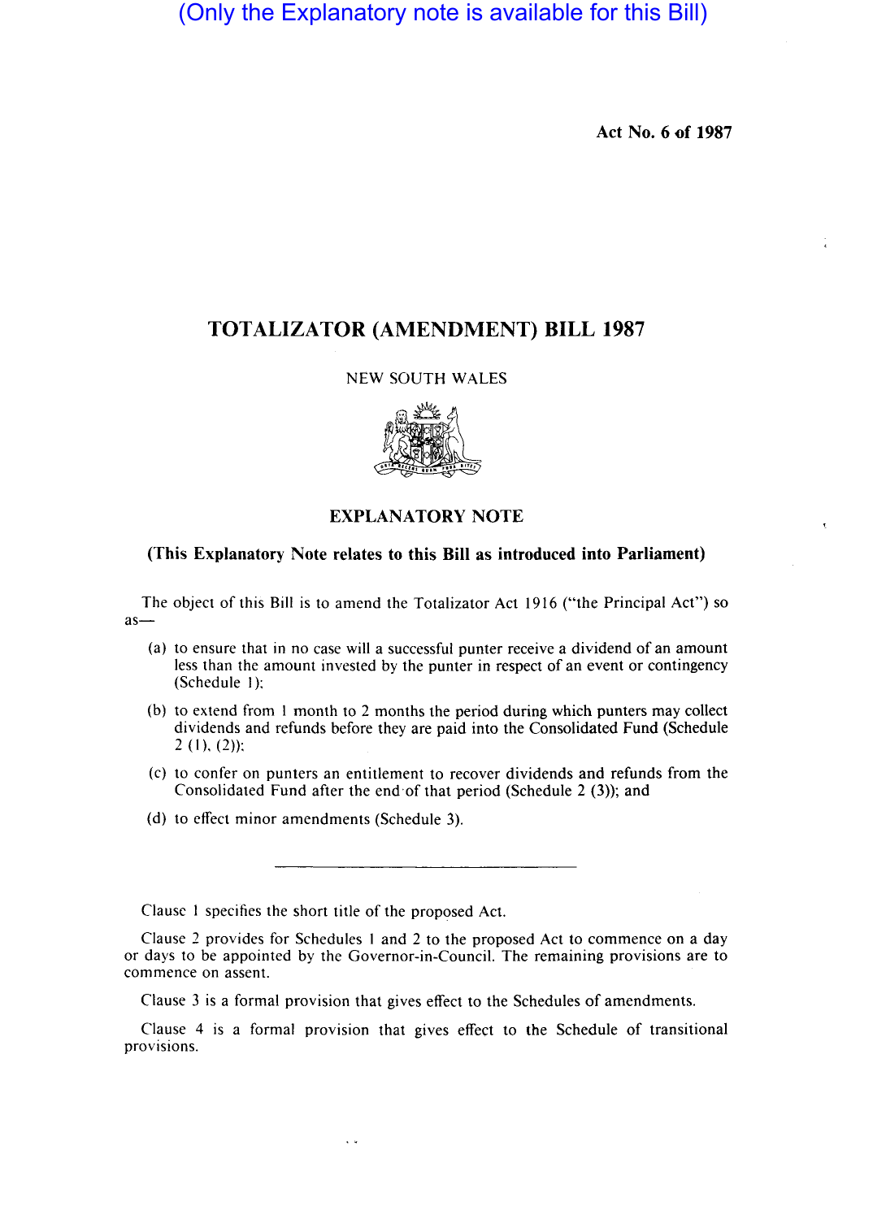(Only the Explanatory note is available for this Bill)

Act No. 6 of 1987

# TOTALIZATOR (AMENDMENT) BILL 1987

NEW SOUTH WALES

## EXPLANATORY NOTE

### (This Explanatory Note relates to this Bill as introduced into Parliament)

The object of this Bill is to amend the Totalizator Act 1916 ("the Principal Act") so as—

(a) to ensure that in no case will a successful punter receive a dividend of an amount less than the amount invested by the punter in respect of an event or contingency (Schedule 1);

(b) to extend from 1 month to 2 months the period during which punters may collect dividends and refunds before they are paid into the Consolidated Fund (Schedule 2 (1), (2));

(c) to confer on punters an entitlement to recover dividends and refunds from the Consolidated Fund after the end of that period (Schedule 2 (3)); and

(d) to effect minor amendments (Schedule 3).

---

Clause 1 specifies the short title of the proposed Act.

Clause 2 provides for Schedules 1 and 2 to the proposed Act to commence on a day or days to be appointed by the Governor-in-Council. The remaining provisions are to commence on assent.

Clause 3 is a formal provision that gives effect to the Schedules of amendments.

Clause 4 is a formal provision that gives effect to the Schedule of transitional provisions.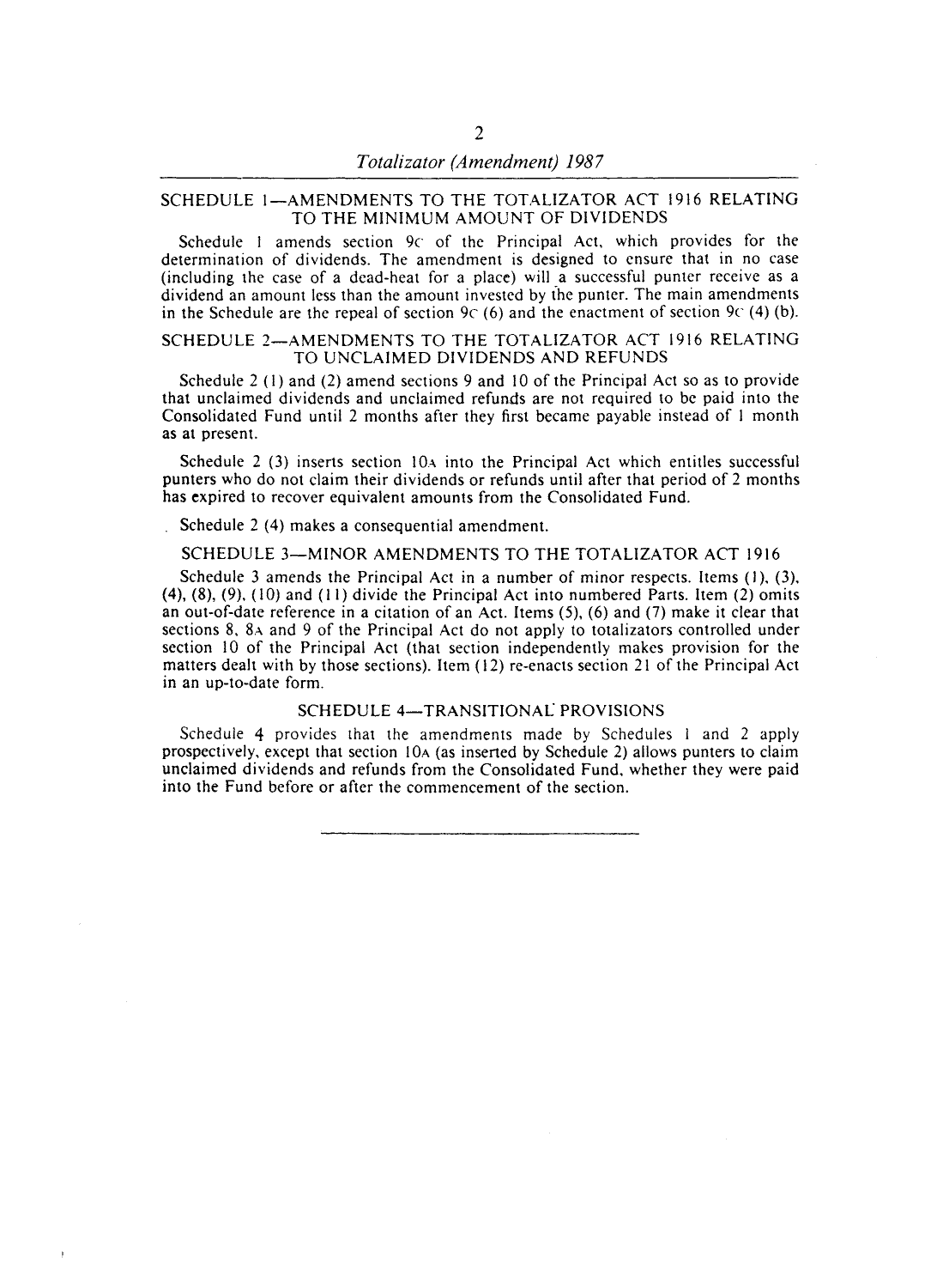## SCHEDULE 1—AMENDMENTS TO THE TOTALIZATOR ACT 1916 RELATING TO THE MINIMUM AMOUNT OF DIVIDENDS

Schedule 1 amends section 9C of the Principal Act, which provides for the determination of dividends. The amendment is designed to ensure that in no case (including the case of a dead-heat for a place) will a successful punter receive as a dividend an amount less than the amount invested by the punter. The main amendments in the Schedule are the repeal of section 9C (6) and the enactment of section 9C (4) (b).

## SCHEDULE 2—AMENDMENTS TO THE TOTALIZATOR ACT 1916 RELATING TO UNCLAIMED DIVIDENDS AND REFUNDS

Schedule 2 (1) and (2) amend sections 9 and 10 of the Principal Act so as to provide that unclaimed dividends and unclaimed refunds are not required to be paid into the Consolidated Fund until 2 months after they first became payable instead of 1 month as at present.

Schedule 2 (3) inserts section 10A into the Principal Act which entitles successful punters who do not claim their dividends or refunds until after that period of 2 months has expired to recover equivalent amounts from the Consolidated Fund.

Schedule 2 (4) makes a consequential amendment.

## SCHEDULE 3—MINOR AMENDMENTS TO THE TOTALIZATOR ACT 1916

Schedule 3 amends the Principal Act in a number of minor respects. Items (1), (3), (4), (8), (9), (10) and (11) divide the Principal Act into numbered Parts. Item (2) omits an out-of-date reference in a citation of an Act. Items (5), (6) and (7) make it clear that sections 8, 8A and 9 of the Principal Act do not apply to totalizators controlled under section 10 of the Principal Act (that section independently makes provision for the matters dealt with by those sections). Item (12) re-enacts section 21 of the Principal Act in an up-to-date form.

## SCHEDULE 4—TRANSITIONAL PROVISIONS

Schedule 4 provides that the amendments made by Schedules 1 and 2 apply prospectively, except that section 10A (as inserted by Schedule 2) allows punters to claim unclaimed dividends and refunds from the Consolidated Fund, whether they were paid into the Fund before or after the commencement of the section.